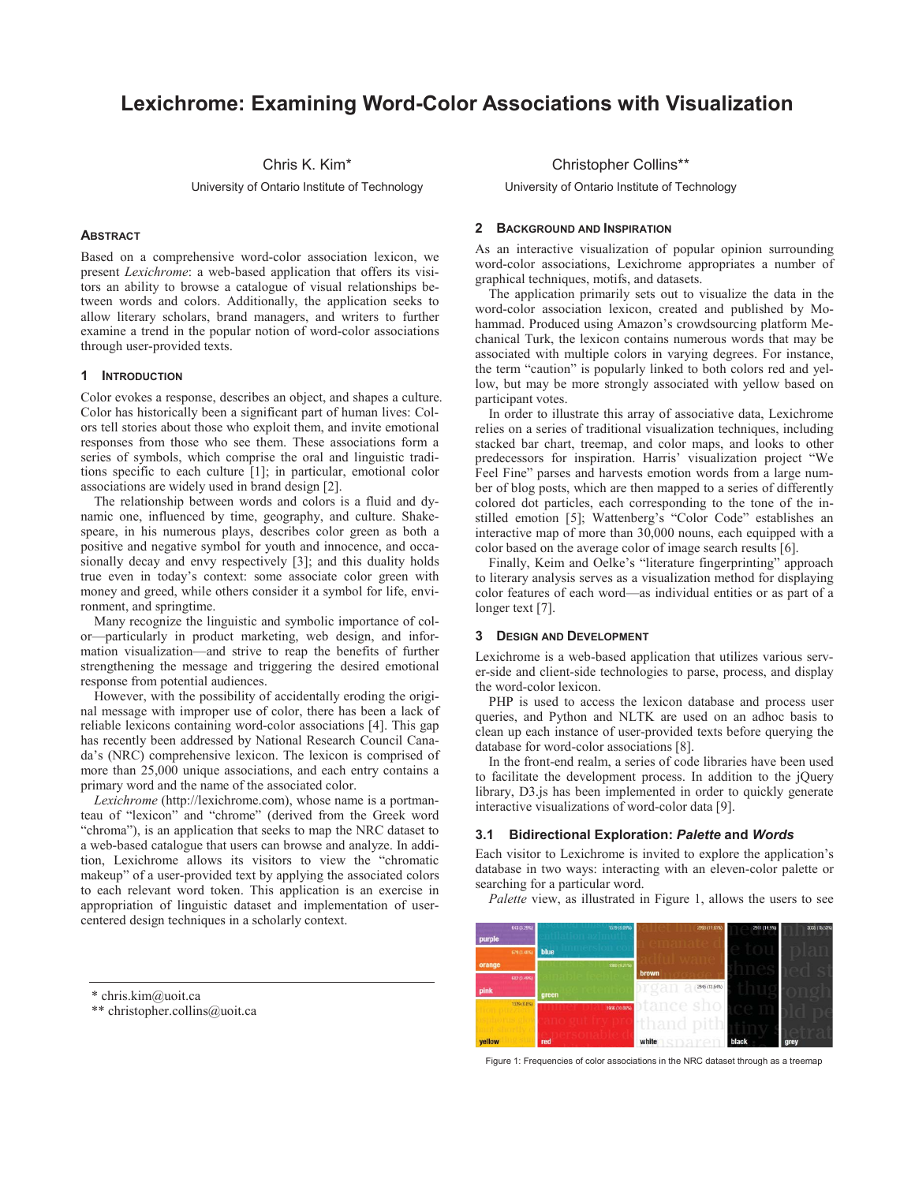# Lexichrome: Examining Word-Color Associations with Visualization

Chris K. Kim*
University of Ontario Institute of Technology

Christopher Collins**
University of Ontario Institute of Technology

## Abstract

Based on a comprehensive word-color association lexicon, we present *Lexichrome*: a web-based application that offers its visitors an ability to browse a catalogue of visual relationships between words and colors. Additionally, the application seeks to allow literary scholars, brand managers, and writers to further examine a trend in the popular notion of word-color associations through user-provided texts.

## 1 Introduction

Color evokes a response, describes an object, and shapes a culture. Color has historically been a significant part of human lives: Colors tell stories about those who exploit them, and invite emotional responses from those who see them. These associations form a series of symbols, which comprise the oral and linguistic traditions specific to each culture [1]; in particular, emotional color associations are widely used in brand design [2].

The relationship between words and colors is a fluid and dynamic one, influenced by time, geography, and culture. Shakespeare, in his numerous plays, describes color green as both a positive and negative symbol for youth and innocence, and occasionally decay and envy respectively [3]; and this duality holds true even in today's context: some associate color green with money and greed, while others consider it a symbol for life, environment, and springtime.

Many recognize the linguistic and symbolic importance of color—particularly in product marketing, web design, and information visualization—and strive to reap the benefits of further strengthening the message and triggering the desired emotional response from potential audiences.

However, with the possibility of accidentally eroding the original message with improper use of color, there has been a lack of reliable lexicons containing word-color associations [4]. This gap has recently been addressed by National Research Council Canada's (NRC) comprehensive lexicon. The lexicon is comprised of more than 25,000 unique associations, and each entry contains a primary word and the name of the associated color.

*Lexichrome* (http://lexichrome.com), whose name is a portmanteau of "lexicon" and "chrome" (derived from the Greek word "chroma"), is an application that seeks to map the NRC dataset to a web-based catalogue that users can browse and analyze. In addition, Lexichrome allows its visitors to view the "chromatic makeup" of a user-provided text by applying the associated colors to each relevant word token. This application is an exercise in appropriation of linguistic dataset and implementation of user-centered design techniques in a scholarly context.

* chris.kim@uoit.ca
** christopher.collins@uoit.ca

## 2 Background and Inspiration

As an interactive visualization of popular opinion surrounding word-color associations, Lexichrome appropriates a number of graphical techniques, motifs, and datasets.

The application primarily sets out to visualize the data in the word-color association lexicon, created and published by Mohammad. Produced using Amazon's crowdsourcing platform Mechanical Turk, the lexicon contains numerous words that may be associated with multiple colors in varying degrees. For instance, the term "caution" is popularly linked to both colors red and yellow, but may be more strongly associated with yellow based on participant votes.

In order to illustrate this array of associative data, Lexichrome relies on a series of traditional visualization techniques, including stacked bar chart, treemap, and color maps, and looks to other predecessors for inspiration. Harris' visualization project "We Feel Fine" parses and harvests emotion words from a large number of blog posts, which are then mapped to a series of differently colored dot particles, each corresponding to the tone of the instilled emotion [5]; Wattenberg's "Color Code" establishes an interactive map of more than 30,000 nouns, each equipped with a color based on the average color of image search results [6].

Finally, Keim and Oelke's "literature fingerprinting" approach to literary analysis serves as a visualization method for displaying color features of each word—as individual entities or as part of a longer text [7].

## 3 Design and Development

Lexichrome is a web-based application that utilizes various server-side and client-side technologies to parse, process, and display the word-color lexicon.

PHP is used to access the lexicon database and process user queries, and Python and NLTK are used on an adhoc basis to clean up each instance of user-provided texts before querying the database for word-color associations [8].

In the front-end realm, a series of code libraries have been used to facilitate the development process. In addition to the jQuery library, D3.js has been implemented in order to quickly generate interactive visualizations of word-color data [9].

### 3.1 Bidirectional Exploration: *Palette* and *Words*

Each visitor to Lexichrome is invited to explore the application's database in two ways: interacting with an eleven-color palette or searching for a particular word.

*Palette* view, as illustrated in Figure 1, allows the users to see

Figure 1: Frequencies of color associations in the NRC dataset through as a treemap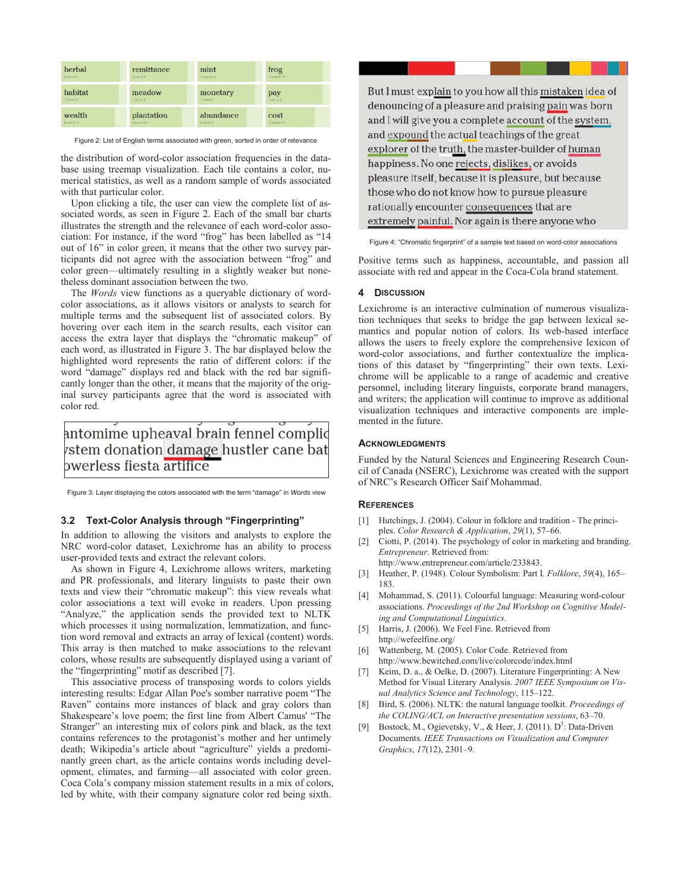Figure 2: List of English terms associated with green, sorted in order of relevance

the distribution of word-color association frequencies in the database using treemap visualization. Each tile contains a color, numerical statistics, as well as a random sample of words associated with that particular color.

Upon clicking a tile, the user can view the complete list of associated words, as seen in Figure 2. Each of the small bar charts illustrates the strength and the relevance of each word-color association: For instance, if the word "frog" has been labelled as "14 out of 16" in color green, it means that the other two survey participants did not agree with the association between "frog" and color green—ultimately resulting in a slightly weaker but nonetheless dominant association between the two.

The *Words* view functions as a queryable dictionary of word-color associations, as it allows visitors or analysts to search for multiple terms and the subsequent list of associated colors. By hovering over each item in the search results, each visitor can access the extra layer that displays the "chromatic makeup" of each word, as illustrated in Figure 3. The bar displayed below the highlighted word represents the ratio of different colors: if the word "damage" displays red and black with the red bar significantly longer than the other, it means that the majority of the original survey participants agree that the word is associated with color red.

Figure 3: Layer displaying the colors associated with the term "damage" in *Words* view

### 3.2 Text-Color Analysis through "Fingerprinting"

In addition to allowing the visitors and analysts to explore the NRC word-color dataset, Lexichrome has an ability to process user-provided texts and extract the relevant colors.

As shown in Figure 4, Lexichrome allows writers, marketing and PR professionals, and literary linguists to paste their own texts and view their "chromatic makeup": this view reveals what color associations a text will evoke in readers. Upon pressing "Analyze," the application sends the provided text to NLTK which processes it using normalization, lemmatization, and function word removal and extracts an array of lexical (content) words. This array is then matched to make associations to the relevant colors, whose results are subsequently displayed using a variant of the "fingerprinting" motif as described [7].

This associative process of transposing words to colors yields interesting results: Edgar Allan Poe's somber narrative poem "The Raven" contains more instances of black and gray colors than Shakespeare's love poem; the first line from Albert Camus' "The Stranger" an interesting mix of colors pink and black, as the text contains references to the protagonist's mother and her untimely death; Wikipedia's article about "agriculture" yields a predominantly green chart, as the article contains words including development, climates, and farming—all associated with color green. Coca Cola's company mission statement results in a mix of colors, led by white, with their company signature color red being sixth.

Figure 4: "Chromatic fingerprint" of a sample text based on word-color associations

Positive terms such as happiness, accountable, and passion all associate with red and appear in the Coca-Cola brand statement.

## 4 Discussion

Lexichrome is an interactive culmination of numerous visualization techniques that seeks to bridge the gap between lexical semantics and popular notion of colors. Its web-based interface allows the users to freely explore the comprehensive lexicon of word-color associations, and further contextualize the implications of this dataset by "fingerprinting" their own texts. Lexichrome will be applicable to a range of academic and creative personnel, including literary linguists, corporate brand managers, and writers; the application will continue to improve as additional visualization techniques and interactive components are implemented in the future.

## Acknowledgments

Funded by the Natural Sciences and Engineering Research Council of Canada (NSERC), Lexichrome was created with the support of NRC's Research Officer Saif Mohammad.

## References

[1] Hutchings, J. (2004). Colour in folklore and tradition - The principles. *Color Research & Application*, *29*(1), 57–66.

[2] Ciotti, P. (2014). The psychology of color in marketing and branding. *Entrepreneur*. Retrieved from: http://www.entrepreneur.com/article/233843.

[3] Heather, P. (1948). Colour Symbolism: Part I. *Folklore*, *59*(4), 165–183.

[4] Mohammad, S. (2011). Colourful language: Measuring word-colour associations. *Proceedings of the 2nd Workshop on Cognitive Modeling and Computational Linguistics*.

[5] Harris, J. (2006). We Feel Fine. Retrieved from http://wefeelfine.org/

[6] Wattenberg, M. (2005). Color Code. Retrieved from http://www.bewitched.com/live/colorcode/index.html

[7] Keim, D. a., & Oelke, D. (2007). Literature Fingerprinting: A New Method for Visual Literary Analysis. *2007 IEEE Symposium on Visual Analytics Science and Technology*, 115–122.

[8] Bird, S. (2006). NLTK: the natural language toolkit. *Proceedings of the COLING/ACL on Interactive presentation sessions*, 63–70.

[9] Bostock, M., Ogievetsky, V., & Heer, J. (2011). D³: Data-Driven Documents. *IEEE Transactions on Visualization and Computer Graphics*, *17*(12), 2301–9.